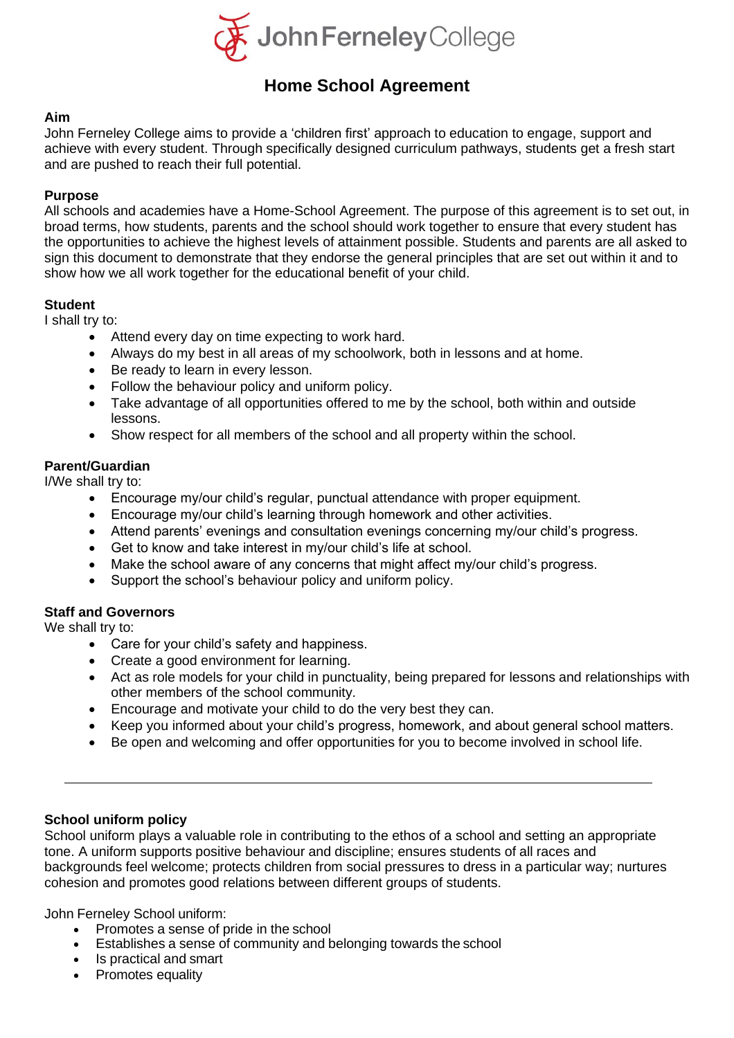John Ferneley College

# Home School Agreement

**Aim**

John Ferneley College aims to provide a 'children first' approach to education to engage, support and achieve with every student. Through specifically designed curriculum pathways, students get a fresh start and are pushed to reach their full potential.

**Purpose**

All schools and academies have a Home-School Agreement. The purpose of this agreement is to set out, in broad terms, how students, parents and the school should work together to ensure that every student has the opportunities to achieve the highest levels of attainment possible. Students and parents are all asked to sign this document to demonstrate that they endorse the general principles that are set out within it and to show how we all work together for the educational benefit of your child.

**Student**

I shall try to:

- Attend every day on time expecting to work hard.
- Always do my best in all areas of my schoolwork, both in lessons and at home.
- Be ready to learn in every lesson.
- Follow the behaviour policy and uniform policy.
- Take advantage of all opportunities offered to me by the school, both within and outside lessons.
- Show respect for all members of the school and all property within the school.

**Parent/Guardian**

I/We shall try to:

- Encourage my/our child's regular, punctual attendance with proper equipment.
- Encourage my/our child's learning through homework and other activities.
- Attend parents' evenings and consultation evenings concerning my/our child's progress.
- Get to know and take interest in my/our child's life at school.
- Make the school aware of any concerns that might affect my/our child's progress.
- Support the school's behaviour policy and uniform policy.

**Staff and Governors**

We shall try to:

- Care for your child's safety and happiness.
- Create a good environment for learning.
- Act as role models for your child in punctuality, being prepared for lessons and relationships with other members of the school community.
- Encourage and motivate your child to do the very best they can.
- Keep you informed about your child's progress, homework, and about general school matters.
- Be open and welcoming and offer opportunities for you to become involved in school life.

---

**School uniform policy**

School uniform plays a valuable role in contributing to the ethos of a school and setting an appropriate tone. A uniform supports positive behaviour and discipline; ensures students of all races and backgrounds feel welcome; protects children from social pressures to dress in a particular way; nurtures cohesion and promotes good relations between different groups of students.

John Ferneley School uniform:

- Promotes a sense of pride in the school
- Establishes a sense of community and belonging towards the school
- Is practical and smart
- Promotes equality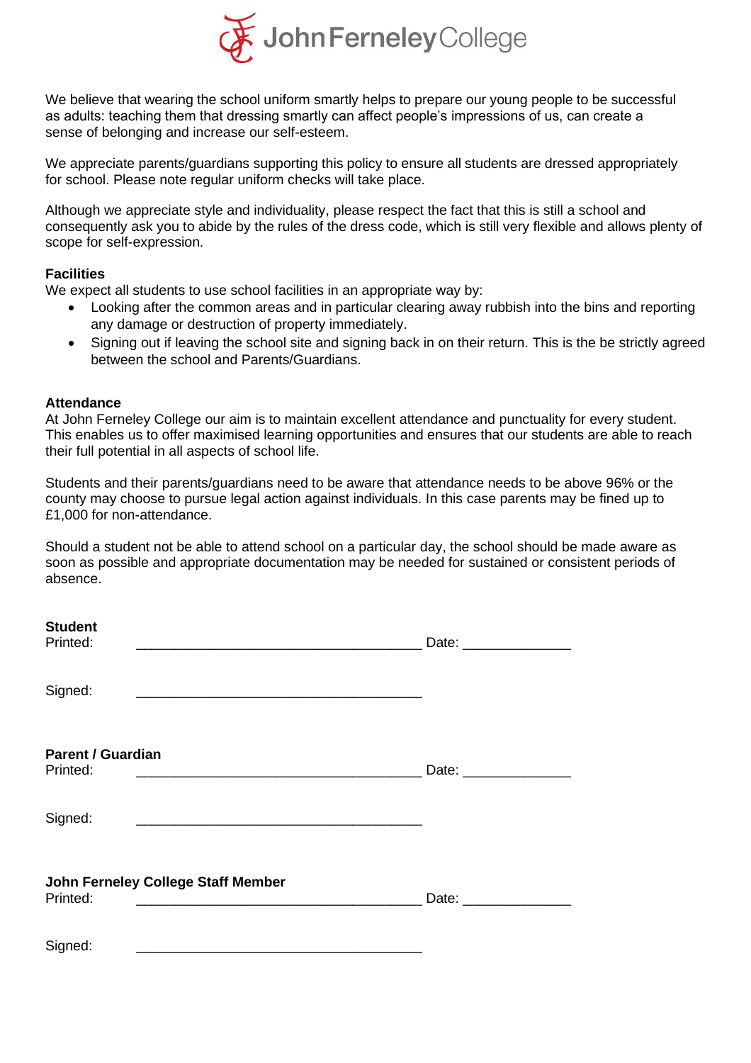John Ferneley College

We believe that wearing the school uniform smartly helps to prepare our young people to be successful as adults: teaching them that dressing smartly can affect people's impressions of us, can create a sense of belonging and increase our self-esteem.

We appreciate parents/guardians supporting this policy to ensure all students are dressed appropriately for school. Please note regular uniform checks will take place.

Although we appreciate style and individuality, please respect the fact that this is still a school and consequently ask you to abide by the rules of the dress code, which is still very flexible and allows plenty of scope for self-expression.

**Facilities**

We expect all students to use school facilities in an appropriate way by:

- Looking after the common areas and in particular clearing away rubbish into the bins and reporting any damage or destruction of property immediately.
- Signing out if leaving the school site and signing back in on their return. This is the be strictly agreed between the school and Parents/Guardians.

**Attendance**

At John Ferneley College our aim is to maintain excellent attendance and punctuality for every student. This enables us to offer maximised learning opportunities and ensures that our students are able to reach their full potential in all aspects of school life.

Students and their parents/guardians need to be aware that attendance needs to be above 96% or the county may choose to pursue legal action against individuals. In this case parents may be fined up to £1,000 for non-attendance.

Should a student not be able to attend school on a particular day, the school should be made aware as soon as possible and appropriate documentation may be needed for sustained or consistent periods of absence.

**Student**

Printed: ______________________________________ Date: ______________

Signed: ______________________________________

**Parent / Guardian**

Printed: ______________________________________ Date: ______________

Signed: ______________________________________

**John Ferneley College Staff Member**

Printed: ______________________________________ Date: ______________

Signed: ______________________________________